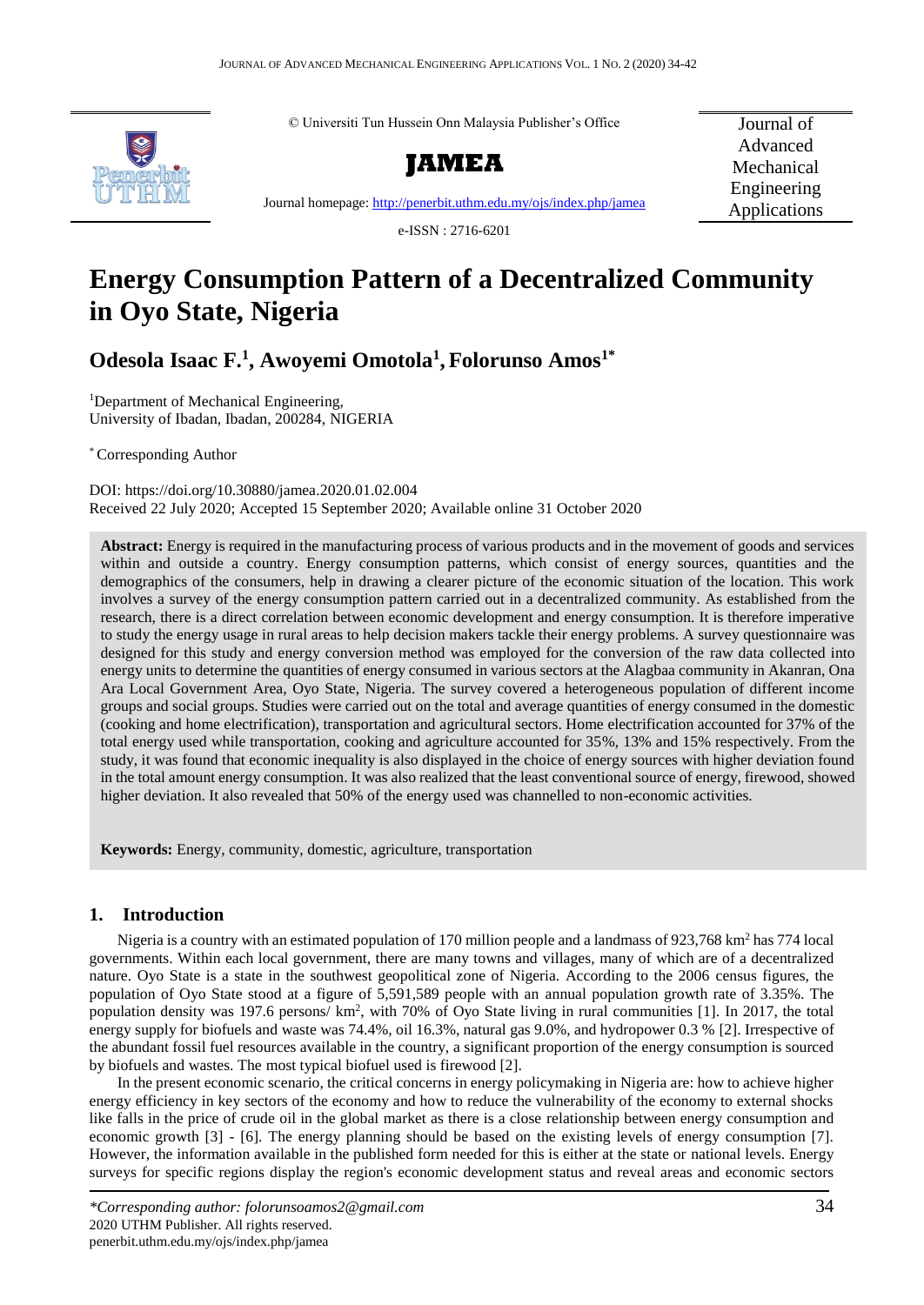© Universiti Tun Hussein Onn Malaysia Publisher's Office

**JAMEA**

Journal homepage: http://penerbit.uthm.edu.my/ojs/index.php/jamea

e-ISSN : 2716-6201

Journal of Advanced Mechanical Engineering Applications

# Energy Consumption Pattern of a Decentralized Community in Oyo State, Nigeria

## Odesola Isaac F.[1], Awoyemi Omotola[1], Folorunso Amos[1*]

[1]Department of Mechanical Engineering,
University of Ibadan, Ibadan, 200284, NIGERIA

[*] Corresponding Author

DOI: https://doi.org/10.30880/jamea.2020.01.02.004
Received 22 July 2020; Accepted 15 September 2020; Available online 31 October 2020

**Abstract:** Energy is required in the manufacturing process of various products and in the movement of goods and services within and outside a country. Energy consumption patterns, which consist of energy sources, quantities and the demographics of the consumers, help in drawing a clearer picture of the economic situation of the location. This work involves a survey of the energy consumption pattern carried out in a decentralized community. As established from the research, there is a direct correlation between economic development and energy consumption. It is therefore imperative to study the energy usage in rural areas to help decision makers tackle their energy problems. A survey questionnaire was designed for this study and energy conversion method was employed for the conversion of the raw data collected into energy units to determine the quantities of energy consumed in various sectors at the Alagbaa community in Akanran, Ona Ara Local Government Area, Oyo State, Nigeria. The survey covered a heterogeneous population of different income groups and social groups. Studies were carried out on the total and average quantities of energy consumed in the domestic (cooking and home electrification), transportation and agricultural sectors. Home electrification accounted for 37% of the total energy used while transportation, cooking and agriculture accounted for 35%, 13% and 15% respectively. From the study, it was found that economic inequality is also displayed in the choice of energy sources with higher deviation found in the total amount energy consumption. It was also realized that the least conventional source of energy, firewood, showed higher deviation. It also revealed that 50% of the energy used was channelled to non-economic activities.

**Keywords:** Energy, community, domestic, agriculture, transportation

## 1. Introduction

Nigeria is a country with an estimated population of 170 million people and a landmass of 923,768 km$^2$ has 774 local governments. Within each local government, there are many towns and villages, many of which are of a decentralized nature. Oyo State is a state in the southwest geopolitical zone of Nigeria. According to the 2006 census figures, the population of Oyo State stood at a figure of 5,591,589 people with an annual population growth rate of 3.35%. The population density was 197.6 persons/ km$^2$, with 70% of Oyo State living in rural communities [1]. In 2017, the total energy supply for biofuels and waste was 74.4%, oil 16.3%, natural gas 9.0%, and hydropower 0.3 % [2]. Irrespective of the abundant fossil fuel resources available in the country, a significant proportion of the energy consumption is sourced by biofuels and wastes. The most typical biofuel used is firewood [2].

In the present economic scenario, the critical concerns in energy policymaking in Nigeria are: how to achieve higher energy efficiency in key sectors of the economy and how to reduce the vulnerability of the economy to external shocks like falls in the price of crude oil in the global market as there is a close relationship between energy consumption and economic growth [3] - [6]. The energy planning should be based on the existing levels of energy consumption [7]. However, the information available in the published form needed for this is either at the state or national levels. Energy surveys for specific regions display the region's economic development status and reveal areas and economic sectors

*\*Corresponding author: folorunsoamos2@gmail.com*
2020 UTHM Publisher. All rights reserved.
penerbit.uthm.edu.my/ojs/index.php/jamea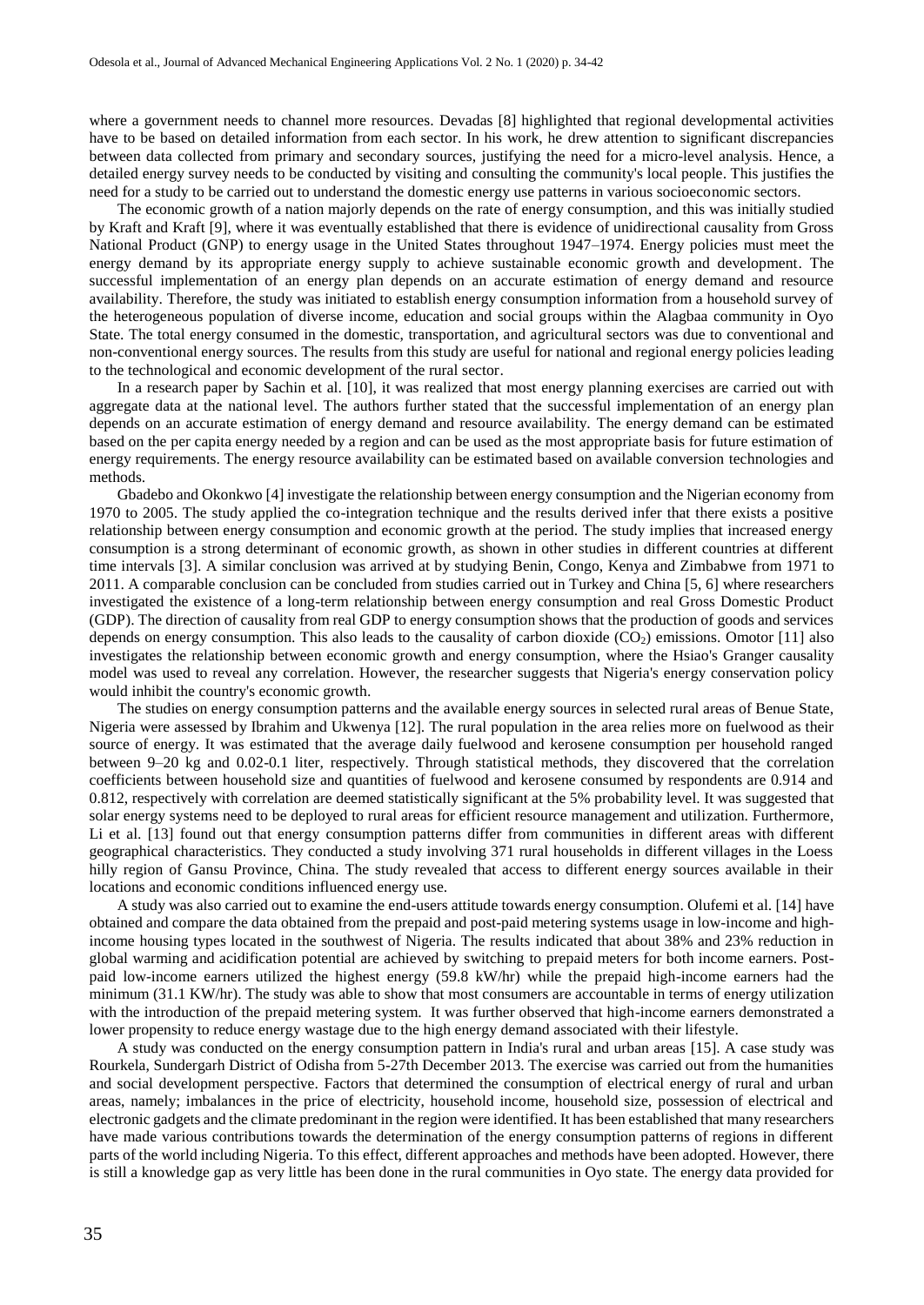where a government needs to channel more resources. Devadas [8] highlighted that regional developmental activities have to be based on detailed information from each sector. In his work, he drew attention to significant discrepancies between data collected from primary and secondary sources, justifying the need for a micro-level analysis. Hence, a detailed energy survey needs to be conducted by visiting and consulting the community's local people. This justifies the need for a study to be carried out to understand the domestic energy use patterns in various socioeconomic sectors.

The economic growth of a nation majorly depends on the rate of energy consumption, and this was initially studied by Kraft and Kraft [9], where it was eventually established that there is evidence of unidirectional causality from Gross National Product (GNP) to energy usage in the United States throughout 1947–1974. Energy policies must meet the energy demand by its appropriate energy supply to achieve sustainable economic growth and development. The successful implementation of an energy plan depends on an accurate estimation of energy demand and resource availability. Therefore, the study was initiated to establish energy consumption information from a household survey of the heterogeneous population of diverse income, education and social groups within the Alagbaa community in Oyo State. The total energy consumed in the domestic, transportation, and agricultural sectors was due to conventional and non-conventional energy sources. The results from this study are useful for national and regional energy policies leading to the technological and economic development of the rural sector.

In a research paper by Sachin et al. [10], it was realized that most energy planning exercises are carried out with aggregate data at the national level. The authors further stated that the successful implementation of an energy plan depends on an accurate estimation of energy demand and resource availability. The energy demand can be estimated based on the per capita energy needed by a region and can be used as the most appropriate basis for future estimation of energy requirements. The energy resource availability can be estimated based on available conversion technologies and methods.

Gbadebo and Okonkwo [4] investigate the relationship between energy consumption and the Nigerian economy from 1970 to 2005. The study applied the co-integration technique and the results derived infer that there exists a positive relationship between energy consumption and economic growth at the period. The study implies that increased energy consumption is a strong determinant of economic growth, as shown in other studies in different countries at different time intervals [3]. A similar conclusion was arrived at by studying Benin, Congo, Kenya and Zimbabwe from 1971 to 2011. A comparable conclusion can be concluded from studies carried out in Turkey and China [5, 6] where researchers investigated the existence of a long-term relationship between energy consumption and real Gross Domestic Product (GDP). The direction of causality from real GDP to energy consumption shows that the production of goods and services depends on energy consumption. This also leads to the causality of carbon dioxide ($CO_2$) emissions. Omotor [11] also investigates the relationship between economic growth and energy consumption, where the Hsiao's Granger causality model was used to reveal any correlation. However, the researcher suggests that Nigeria's energy conservation policy would inhibit the country's economic growth.

The studies on energy consumption patterns and the available energy sources in selected rural areas of Benue State, Nigeria were assessed by Ibrahim and Ukwenya [12]. The rural population in the area relies more on fuelwood as their source of energy. It was estimated that the average daily fuelwood and kerosene consumption per household ranged between 9–20 kg and 0.02-0.1 liter, respectively. Through statistical methods, they discovered that the correlation coefficients between household size and quantities of fuelwood and kerosene consumed by respondents are 0.914 and 0.812, respectively with correlation are deemed statistically significant at the 5% probability level. It was suggested that solar energy systems need to be deployed to rural areas for efficient resource management and utilization. Furthermore, Li et al. [13] found out that energy consumption patterns differ from communities in different areas with different geographical characteristics. They conducted a study involving 371 rural households in different villages in the Loess hilly region of Gansu Province, China. The study revealed that access to different energy sources available in their locations and economic conditions influenced energy use.

A study was also carried out to examine the end-users attitude towards energy consumption. Olufemi et al. [14] have obtained and compare the data obtained from the prepaid and post-paid metering systems usage in low-income and high-income housing types located in the southwest of Nigeria. The results indicated that about 38% and 23% reduction in global warming and acidification potential are achieved by switching to prepaid meters for both income earners. Post-paid low-income earners utilized the highest energy (59.8 kW/hr) while the prepaid high-income earners had the minimum (31.1 KW/hr). The study was able to show that most consumers are accountable in terms of energy utilization with the introduction of the prepaid metering system. It was further observed that high-income earners demonstrated a lower propensity to reduce energy wastage due to the high energy demand associated with their lifestyle.

A study was conducted on the energy consumption pattern in India's rural and urban areas [15]. A case study was Rourkela, Sundergarh District of Odisha from 5-27th December 2013. The exercise was carried out from the humanities and social development perspective. Factors that determined the consumption of electrical energy of rural and urban areas, namely; imbalances in the price of electricity, household income, household size, possession of electrical and electronic gadgets and the climate predominant in the region were identified. It has been established that many researchers have made various contributions towards the determination of the energy consumption patterns of regions in different parts of the world including Nigeria. To this effect, different approaches and methods have been adopted. However, there is still a knowledge gap as very little has been done in the rural communities in Oyo state. The energy data provided for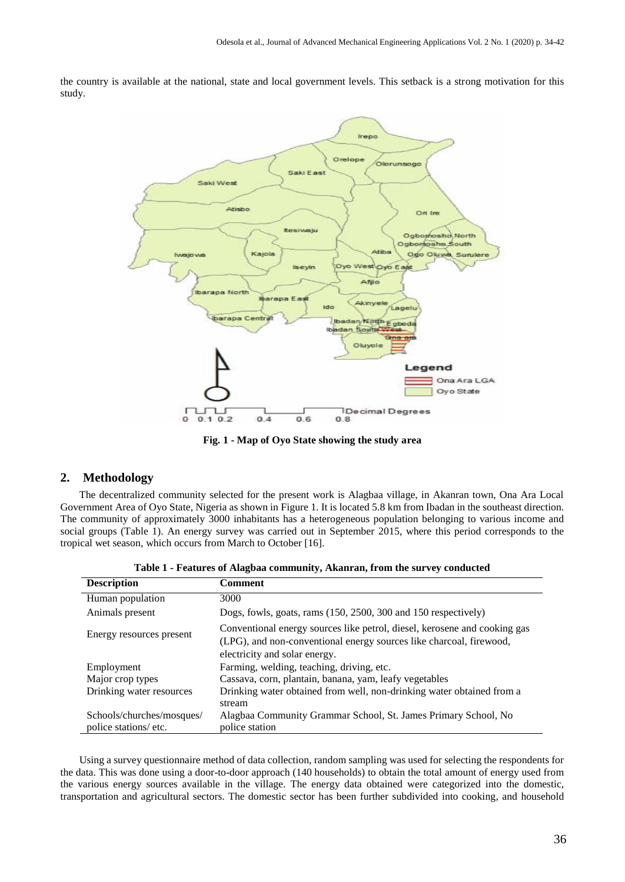the country is available at the national, state and local government levels. This setback is a strong motivation for this study.

**Fig. 1 - Map of Oyo State showing the study area**

## 2. Methodology

The decentralized community selected for the present work is Alagbaa village, in Akanran town, Ona Ara Local Government Area of Oyo State, Nigeria as shown in Figure 1. It is located 5.8 km from Ibadan in the southeast direction. The community of approximately 3000 inhabitants has a heterogeneous population belonging to various income and social groups (Table 1). An energy survey was carried out in September 2015, where this period corresponds to the tropical wet season, which occurs from March to October [16].

**Table 1 - Features of Alagbaa community, Akanran, from the survey conducted**

| Description | Comment |
|---|---|
| Human population | 3000 |
| Animals present | Dogs, fowls, goats, rams (150, 2500, 300 and 150 respectively) |
| Energy resources present | Conventional energy sources like petrol, diesel, kerosene and cooking gas (LPG), and non-conventional energy sources like charcoal, firewood, electricity and solar energy. |
| Employment | Farming, welding, teaching, driving, etc. |
| Major crop types | Cassava, corn, plantain, banana, yam, leafy vegetables |
| Drinking water resources | Drinking water obtained from well, non-drinking water obtained from a stream |
| Schools/churches/mosques/ police stations/ etc. | Alagbaa Community Grammar School, St. James Primary School, No police station |

Using a survey questionnaire method of data collection, random sampling was used for selecting the respondents for the data. This was done using a door-to-door approach (140 households) to obtain the total amount of energy used from the various energy sources available in the village. The energy data obtained were categorized into the domestic, transportation and agricultural sectors. The domestic sector has been further subdivided into cooking, and household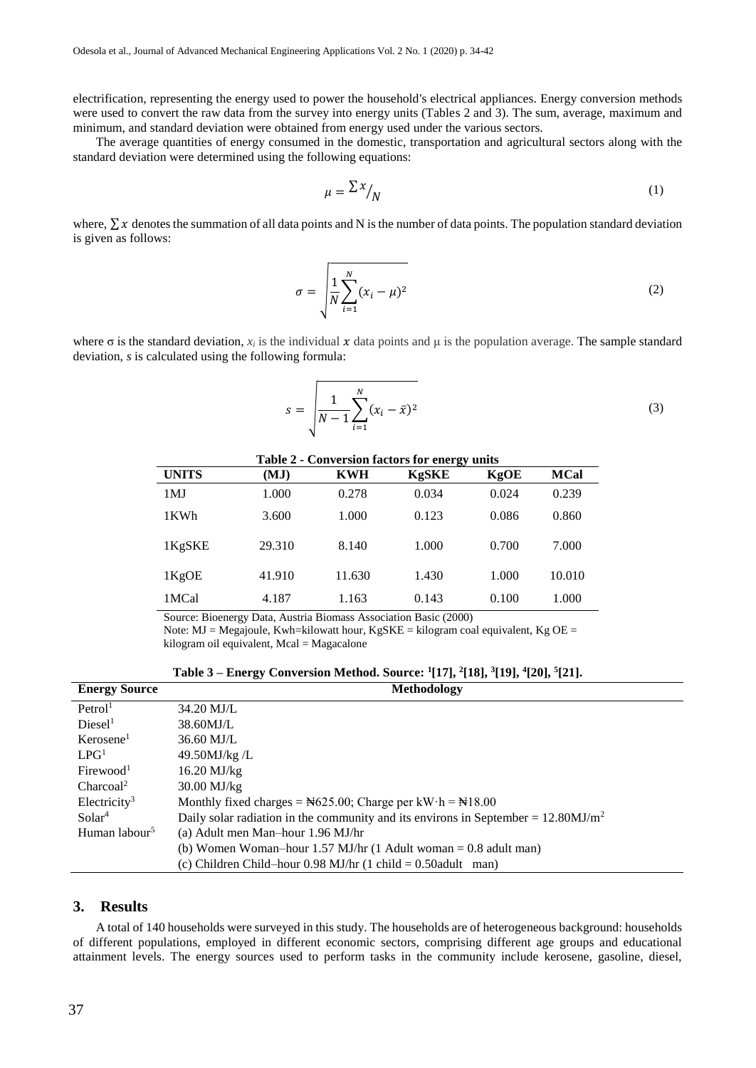electrification, representing the energy used to power the household's electrical appliances. Energy conversion methods were used to convert the raw data from the survey into energy units (Tables 2 and 3). The sum, average, maximum and minimum, and standard deviation were obtained from energy used under the various sectors.

The average quantities of energy consumed in the domestic, transportation and agricultural sectors along with the standard deviation were determined using the following equations:

$$\mu = \sum x / N \tag{1}$$

where, $\sum x$ denotes the summation of all data points and N is the number of data points. The population standard deviation is given as follows:

$$\sigma = \sqrt{\frac{1}{N}\sum_{i=1}^{N}(x_i - \mu)^2} \tag{2}$$

where σ is the standard deviation, $x_i$ is the individual $x$ data points and μ is the population average. The sample standard deviation, *s* is calculated using the following formula:

$$s = \sqrt{\frac{1}{N-1}\sum_{i=1}^{N}(x_i - \bar{x})^2} \tag{3}$$

**Table 2 - Conversion factors for energy units**

| UNITS | (MJ) | KWH | KgSKE | KgOE | MCal |
|---|---|---|---|---|---|
| 1MJ | 1.000 | 0.278 | 0.034 | 0.024 | 0.239 |
| 1KWh | 3.600 | 1.000 | 0.123 | 0.086 | 0.860 |
| 1KgSKE | 29.310 | 8.140 | 1.000 | 0.700 | 7.000 |
| 1KgOE | 41.910 | 11.630 | 1.430 | 1.000 | 10.010 |
| 1MCal | 4.187 | 1.163 | 0.143 | 0.100 | 1.000 |

Source: Bioenergy Data, Austria Biomass Association Basic (2000)
Note: MJ = Megajoule, Kwh=kilowatt hour, KgSKE = kilogram coal equivalent, Kg OE = kilogram oil equivalent, Mcal = Magacalone

**Table 3 – Energy Conversion Method. Source: [1][17], [2][18], [3][19], [4][20], [5][21].**

| Energy Source | Methodology |
|---|---|
| Petrol[1] | 34.20 MJ/L |
| Diesel[1] | 38.60MJ/L |
| Kerosene[1] | 36.60 MJ/L |
| LPG[1] | 49.50MJ/kg /L |
| Firewood[1] | 16.20 MJ/kg |
| Charcoal[2] | 30.00 MJ/kg |
| Electricity[3] | Monthly fixed charges = ₦625.00; Charge per kW·h = ₦18.00 |
| Solar[4] | Daily solar radiation in the community and its environs in September = 12.80MJ/m$^2$ |
| Human labour[5] | (a) Adult men Man–hour 1.96 MJ/hr |
| | (b) Women Woman–hour 1.57 MJ/hr (1 Adult woman = 0.8 adult man) |
| | (c) Children Child–hour 0.98 MJ/hr (1 child = 0.50adult man) |

## 3. Results

A total of 140 households were surveyed in this study. The households are of heterogeneous background: households of different populations, employed in different economic sectors, comprising different age groups and educational attainment levels. The energy sources used to perform tasks in the community include kerosene, gasoline, diesel,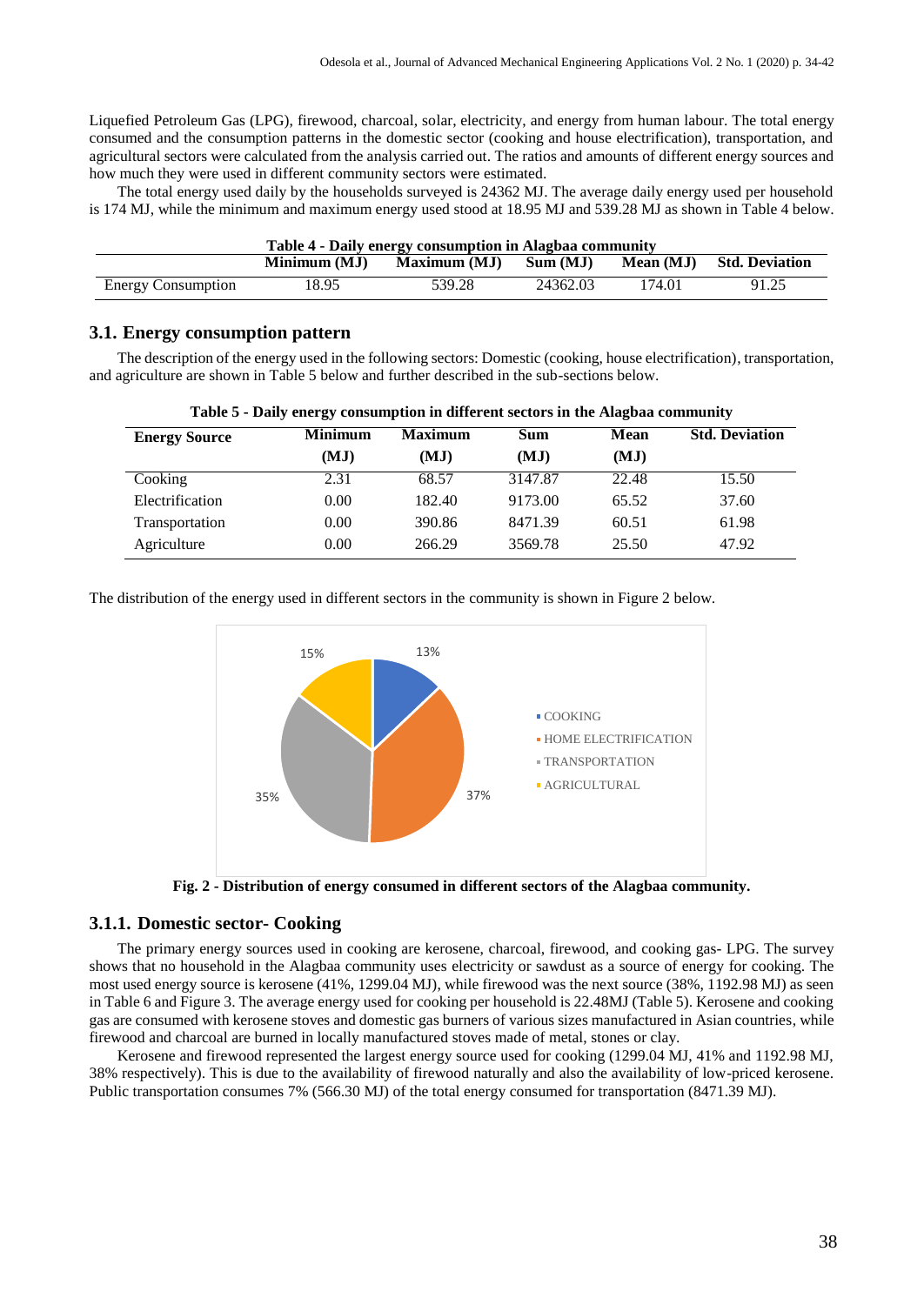Liquefied Petroleum Gas (LPG), firewood, charcoal, solar, electricity, and energy from human labour. The total energy consumed and the consumption patterns in the domestic sector (cooking and house electrification), transportation, and agricultural sectors were calculated from the analysis carried out. The ratios and amounts of different energy sources and how much they were used in different community sectors were estimated.

The total energy used daily by the households surveyed is 24362 MJ. The average daily energy used per household is 174 MJ, while the minimum and maximum energy used stood at 18.95 MJ and 539.28 MJ as shown in Table 4 below.

**Table 4 - Daily energy consumption in Alagbaa community**

| | Minimum (MJ) | Maximum (MJ) | Sum (MJ) | Mean (MJ) | Std. Deviation |
|---|---|---|---|---|---|
| Energy Consumption | 18.95 | 539.28 | 24362.03 | 174.01 | 91.25 |

## 3.1. Energy consumption pattern

The description of the energy used in the following sectors: Domestic (cooking, house electrification), transportation, and agriculture are shown in Table 5 below and further described in the sub-sections below.

**Table 5 - Daily energy consumption in different sectors in the Alagbaa community**

| Energy Source | Minimum (MJ) | Maximum (MJ) | Sum (MJ) | Mean (MJ) | Std. Deviation |
|---|---|---|---|---|---|
| Cooking | 2.31 | 68.57 | 3147.87 | 22.48 | 15.50 |
| Electrification | 0.00 | 182.40 | 9173.00 | 65.52 | 37.60 |
| Transportation | 0.00 | 390.86 | 8471.39 | 60.51 | 61.98 |
| Agriculture | 0.00 | 266.29 | 3569.78 | 25.50 | 47.92 |

The distribution of the energy used in different sectors in the community is shown in Figure 2 below.

**Fig. 2 - Distribution of energy consumed in different sectors of the Alagbaa community.**

### 3.1.1. Domestic sector- Cooking

The primary energy sources used in cooking are kerosene, charcoal, firewood, and cooking gas- LPG. The survey shows that no household in the Alagbaa community uses electricity or sawdust as a source of energy for cooking. The most used energy source is kerosene (41%, 1299.04 MJ), while firewood was the next source (38%, 1192.98 MJ) as seen in Table 6 and Figure 3. The average energy used for cooking per household is 22.48MJ (Table 5). Kerosene and cooking gas are consumed with kerosene stoves and domestic gas burners of various sizes manufactured in Asian countries, while firewood and charcoal are burned in locally manufactured stoves made of metal, stones or clay.

Kerosene and firewood represented the largest energy source used for cooking (1299.04 MJ, 41% and 1192.98 MJ, 38% respectively). This is due to the availability of firewood naturally and also the availability of low-priced kerosene. Public transportation consumes 7% (566.30 MJ) of the total energy consumed for transportation (8471.39 MJ).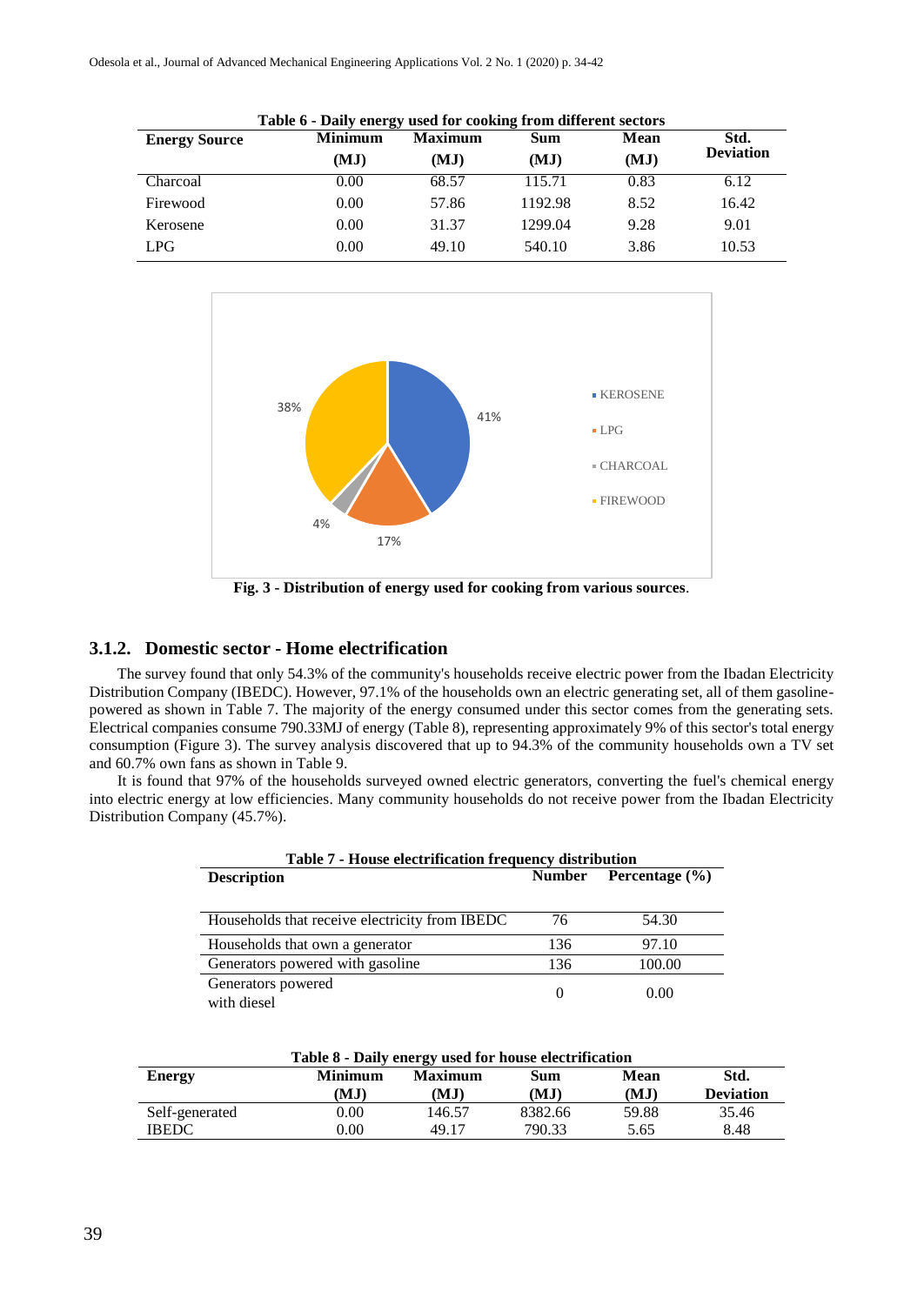Table 6 - Daily energy used for cooking from different sectors

| Energy Source | Minimum (MJ) | Maximum (MJ) | Sum (MJ) | Mean (MJ) | Std. Deviation |
|---|---|---|---|---|---|
| Charcoal | 0.00 | 68.57 | 115.71 | 0.83 | 6.12 |
| Firewood | 0.00 | 57.86 | 1192.98 | 8.52 | 16.42 |
| Kerosene | 0.00 | 31.37 | 1299.04 | 9.28 | 9.01 |
| LPG | 0.00 | 49.10 | 540.10 | 3.86 | 10.53 |

**Fig. 3 - Distribution of energy used for cooking from various sources**.

### 3.1.2. Domestic sector - Home electrification

The survey found that only 54.3% of the community's households receive electric power from the Ibadan Electricity Distribution Company (IBEDC). However, 97.1% of the households own an electric generating set, all of them gasoline-powered as shown in Table 7. The majority of the energy consumed under this sector comes from the generating sets. Electrical companies consume 790.33MJ of energy (Table 8), representing approximately 9% of this sector's total energy consumption (Figure 3). The survey analysis discovered that up to 94.3% of the community households own a TV set and 60.7% own fans as shown in Table 9.

It is found that 97% of the households surveyed owned electric generators, converting the fuel's chemical energy into electric energy at low efficiencies. Many community households do not receive power from the Ibadan Electricity Distribution Company (45.7%).

Table 7 - House electrification frequency distribution

| Description | Number | Percentage (%) |
|---|---|---|
| Households that receive electricity from IBEDC | 76 | 54.30 |
| Households that own a generator | 136 | 97.10 |
| Generators powered with gasoline | 136 | 100.00 |
| Generators powered with diesel | 0 | 0.00 |

Table 8 - Daily energy used for house electrification

| Energy | Minimum (MJ) | Maximum (MJ) | Sum (MJ) | Mean (MJ) | Std. Deviation |
|---|---|---|---|---|---|
| Self-generated | 0.00 | 146.57 | 8382.66 | 59.88 | 35.46 |
| IBEDC | 0.00 | 49.17 | 790.33 | 5.65 | 8.48 |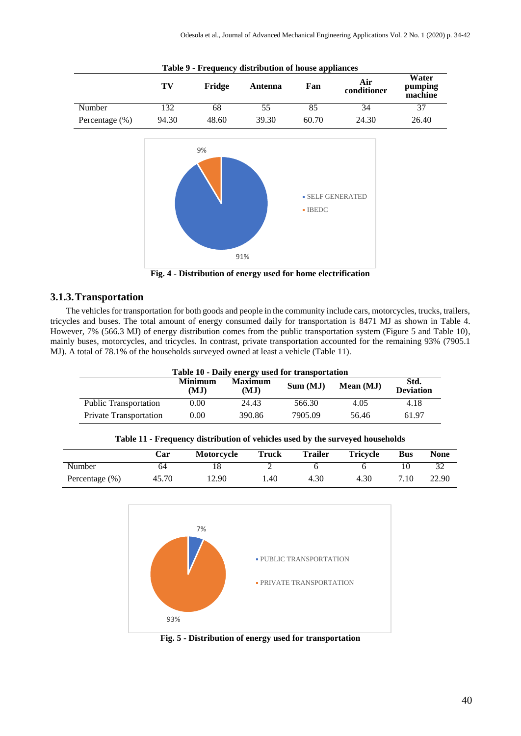**Table 9 - Frequency distribution of house appliances**

| | TV | Fridge | Antenna | Fan | Air conditioner | Water pumping machine |
|---|---|---|---|---|---|---|
| Number | 132 | 68 | 55 | 85 | 34 | 37 |
| Percentage (%) | 94.30 | 48.60 | 39.30 | 60.70 | 24.30 | 26.40 |

**Fig. 4 - Distribution of energy used for home electrification**

### 3.1.3. Transportation

The vehicles for transportation for both goods and people in the community include cars, motorcycles, trucks, trailers, tricycles and buses. The total amount of energy consumed daily for transportation is 8471 MJ as shown in Table 4. However, 7% (566.3 MJ) of energy distribution comes from the public transportation system (Figure 5 and Table 10), mainly buses, motorcycles, and tricycles. In contrast, private transportation accounted for the remaining 93% (7905.1 MJ). A total of 78.1% of the households surveyed owned at least a vehicle (Table 11).

**Table 10 - Daily energy used for transportation**

| | Minimum (MJ) | Maximum (MJ) | Sum (MJ) | Mean (MJ) | Std. Deviation |
|---|---|---|---|---|---|
| Public Transportation | 0.00 | 24.43 | 566.30 | 4.05 | 4.18 |
| Private Transportation | 0.00 | 390.86 | 7905.09 | 56.46 | 61.97 |

**Table 11 - Frequency distribution of vehicles used by the surveyed households**

| | Car | Motorcycle | Truck | Trailer | Tricycle | Bus | None |
|---|---|---|---|---|---|---|---|
| Number | 64 | 18 | 2 | 6 | 6 | 10 | 32 |
| Percentage (%) | 45.70 | 12.90 | 1.40 | 4.30 | 4.30 | 7.10 | 22.90 |

**Fig. 5 - Distribution of energy used for transportation**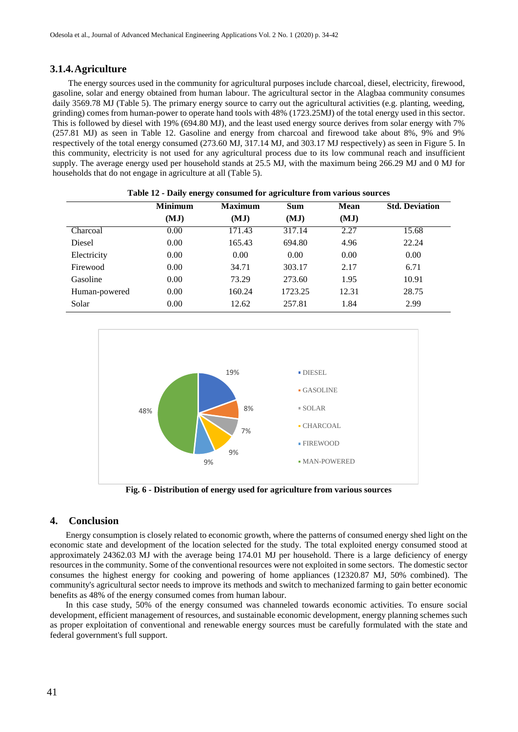### 3.1.4. Agriculture

The energy sources used in the community for agricultural purposes include charcoal, diesel, electricity, firewood, gasoline, solar and energy obtained from human labour. The agricultural sector in the Alagbaa community consumes daily 3569.78 MJ (Table 5). The primary energy source to carry out the agricultural activities (e.g. planting, weeding, grinding) comes from human-power to operate hand tools with 48% (1723.25MJ) of the total energy used in this sector. This is followed by diesel with 19% (694.80 MJ), and the least used energy source derives from solar energy with 7% (257.81 MJ) as seen in Table 12. Gasoline and energy from charcoal and firewood take about 8%, 9% and 9% respectively of the total energy consumed (273.60 MJ, 317.14 MJ, and 303.17 MJ respectively) as seen in Figure 5. In this community, electricity is not used for any agricultural process due to its low communal reach and insufficient supply. The average energy used per household stands at 25.5 MJ, with the maximum being 266.29 MJ and 0 MJ for households that do not engage in agriculture at all (Table 5).

**Table 12 - Daily energy consumed for agriculture from various sources**

| | Minimum (MJ) | Maximum (MJ) | Sum (MJ) | Mean (MJ) | Std. Deviation |
|---|---|---|---|---|---|
| Charcoal | 0.00 | 171.43 | 317.14 | 2.27 | 15.68 |
| Diesel | 0.00 | 165.43 | 694.80 | 4.96 | 22.24 |
| Electricity | 0.00 | 0.00 | 0.00 | 0.00 | 0.00 |
| Firewood | 0.00 | 34.71 | 303.17 | 2.17 | 6.71 |
| Gasoline | 0.00 | 73.29 | 273.60 | 1.95 | 10.91 |
| Human-powered | 0.00 | 160.24 | 1723.25 | 12.31 | 28.75 |
| Solar | 0.00 | 12.62 | 257.81 | 1.84 | 2.99 |

**Fig. 6 - Distribution of energy used for agriculture from various sources**

## 4. Conclusion

Energy consumption is closely related to economic growth, where the patterns of consumed energy shed light on the economic state and development of the location selected for the study. The total exploited energy consumed stood at approximately 24362.03 MJ with the average being 174.01 MJ per household. There is a large deficiency of energy resources in the community. Some of the conventional resources were not exploited in some sectors. The domestic sector consumes the highest energy for cooking and powering of home appliances (12320.87 MJ, 50% combined). The community's agricultural sector needs to improve its methods and switch to mechanized farming to gain better economic benefits as 48% of the energy consumed comes from human labour.

In this case study, 50% of the energy consumed was channeled towards economic activities. To ensure social development, efficient management of resources, and sustainable economic development, energy planning schemes such as proper exploitation of conventional and renewable energy sources must be carefully formulated with the state and federal government's full support.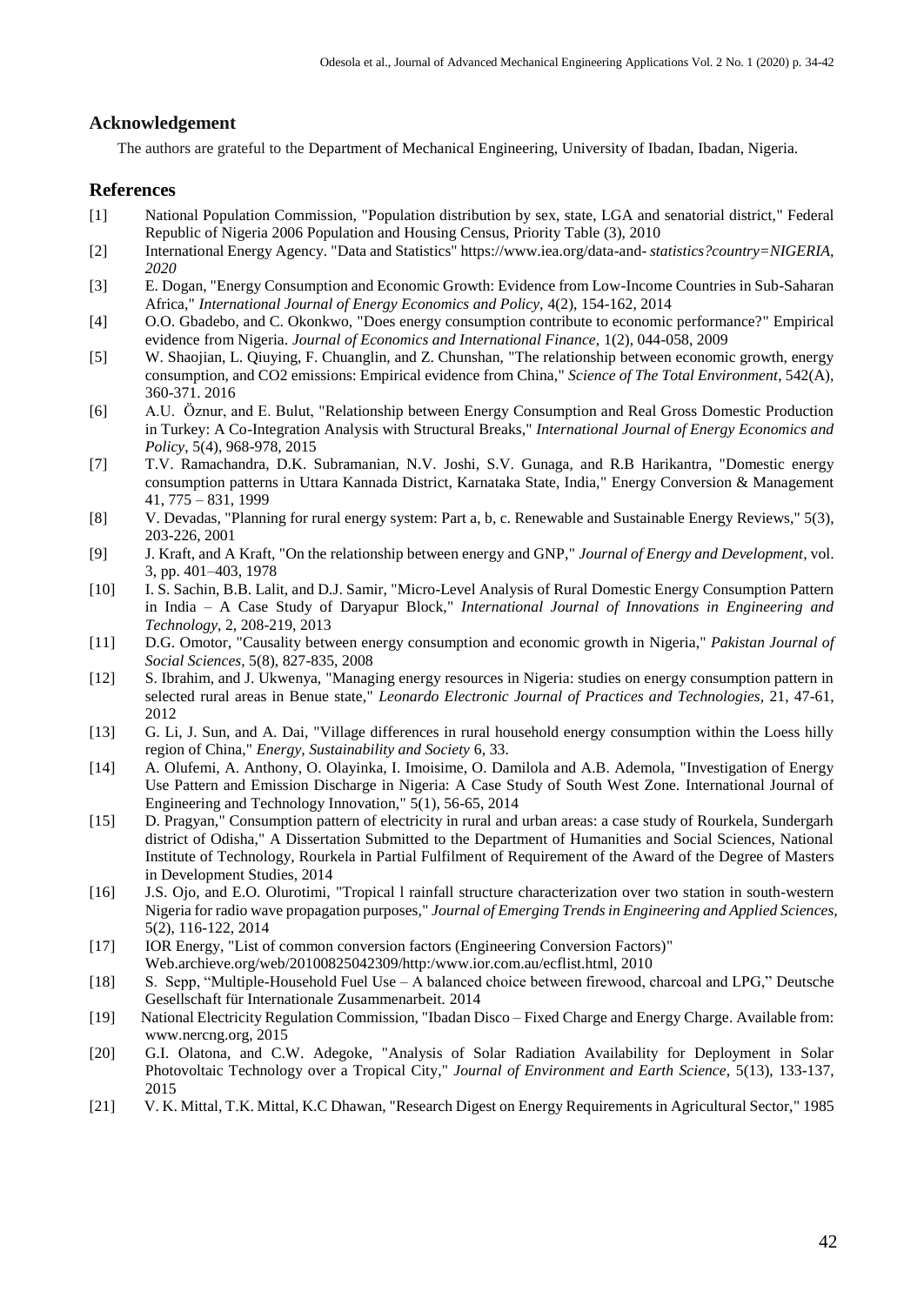## Acknowledgement

The authors are grateful to the Department of Mechanical Engineering, University of Ibadan, Ibadan, Nigeria.

## References

[1] National Population Commission, "Population distribution by sex, state, LGA and senatorial district," Federal Republic of Nigeria 2006 Population and Housing Census, Priority Table (3), 2010

[2] International Energy Agency. "Data and Statistics" https://www.iea.org/data-and-*statistics?country=NIGERIA, 2020*

[3] E. Dogan, "Energy Consumption and Economic Growth: Evidence from Low-Income Countries in Sub-Saharan Africa," *International Journal of Energy Economics and Policy,* 4(2), 154-162, 2014

[4] O.O. Gbadebo, and C. Okonkwo, "Does energy consumption contribute to economic performance?" Empirical evidence from Nigeria. *Journal of Economics and International Finance,* 1(2), 044-058, 2009

[5] W. Shaojian, L. Qiuying, F. Chuanglin, and Z. Chunshan, "The relationship between economic growth, energy consumption, and CO2 emissions: Empirical evidence from China," *Science of The Total Environment,* 542(A), 360-371. 2016

[6] A.U. Öznur, and E. Bulut, "Relationship between Energy Consumption and Real Gross Domestic Production in Turkey: A Co-Integration Analysis with Structural Breaks," *International Journal of Energy Economics and Policy,* 5(4), 968-978, 2015

[7] T.V. Ramachandra, D.K. Subramanian, N.V. Joshi, S.V. Gunaga, and R.B Harikantra, "Domestic energy consumption patterns in Uttara Kannada District, Karnataka State, India," Energy Conversion & Management 41, 775 – 831, 1999

[8] V. Devadas, "Planning for rural energy system: Part a, b, c. Renewable and Sustainable Energy Reviews," 5(3), 203-226, 2001

[9] J. Kraft, and A Kraft, "On the relationship between energy and GNP," *Journal of Energy and Development,* vol. 3, pp. 401–403, 1978

[10] I. S. Sachin, B.B. Lalit, and D.J. Samir, "Micro-Level Analysis of Rural Domestic Energy Consumption Pattern in India – A Case Study of Daryapur Block," *International Journal of Innovations in Engineering and Technology,* 2, 208-219, 2013

[11] D.G. Omotor, "Causality between energy consumption and economic growth in Nigeria," *Pakistan Journal of Social Sciences,* 5(8), 827-835, 2008

[12] S. Ibrahim, and J. Ukwenya, "Managing energy resources in Nigeria: studies on energy consumption pattern in selected rural areas in Benue state," *Leonardo Electronic Journal of Practices and Technologies,* 21, 47-61, 2012

[13] G. Li, J. Sun, and A. Dai, "Village differences in rural household energy consumption within the Loess hilly region of China," *Energy, Sustainability and Society* 6, 33.

[14] A. Olufemi, A. Anthony, O. Olayinka, I. Imoisime, O. Damilola and A.B. Ademola, "Investigation of Energy Use Pattern and Emission Discharge in Nigeria: A Case Study of South West Zone. International Journal of Engineering and Technology Innovation," 5(1), 56-65, 2014

[15] D. Pragyan," Consumption pattern of electricity in rural and urban areas: a case study of Rourkela, Sundergarh district of Odisha," A Dissertation Submitted to the Department of Humanities and Social Sciences, National Institute of Technology, Rourkela in Partial Fulfilment of Requirement of the Award of the Degree of Masters in Development Studies, 2014

[16] J.S. Ojo, and E.O. Olurotimi, "Tropical l rainfall structure characterization over two station in south-western Nigeria for radio wave propagation purposes," *Journal of Emerging Trends in Engineering and Applied Sciences,* 5(2), 116-122, 2014

[17] IOR Energy, "List of common conversion factors (Engineering Conversion Factors)" Web.archieve.org/web/20100825042309/http:/www.ior.com.au/ecflist.html, 2010

[18] S. Sepp, "Multiple-Household Fuel Use – A balanced choice between firewood, charcoal and LPG," Deutsche Gesellschaft für Internationale Zusammenarbeit. 2014

[19] National Electricity Regulation Commission, "Ibadan Disco – Fixed Charge and Energy Charge. Available from: www.nercng.org, 2015

[20] G.I. Olatona, and C.W. Adegoke, "Analysis of Solar Radiation Availability for Deployment in Solar Photovoltaic Technology over a Tropical City," *Journal of Environment and Earth Science,* 5(13), 133-137, 2015

[21] V. K. Mittal, T.K. Mittal, K.C Dhawan, "Research Digest on Energy Requirements in Agricultural Sector," 1985